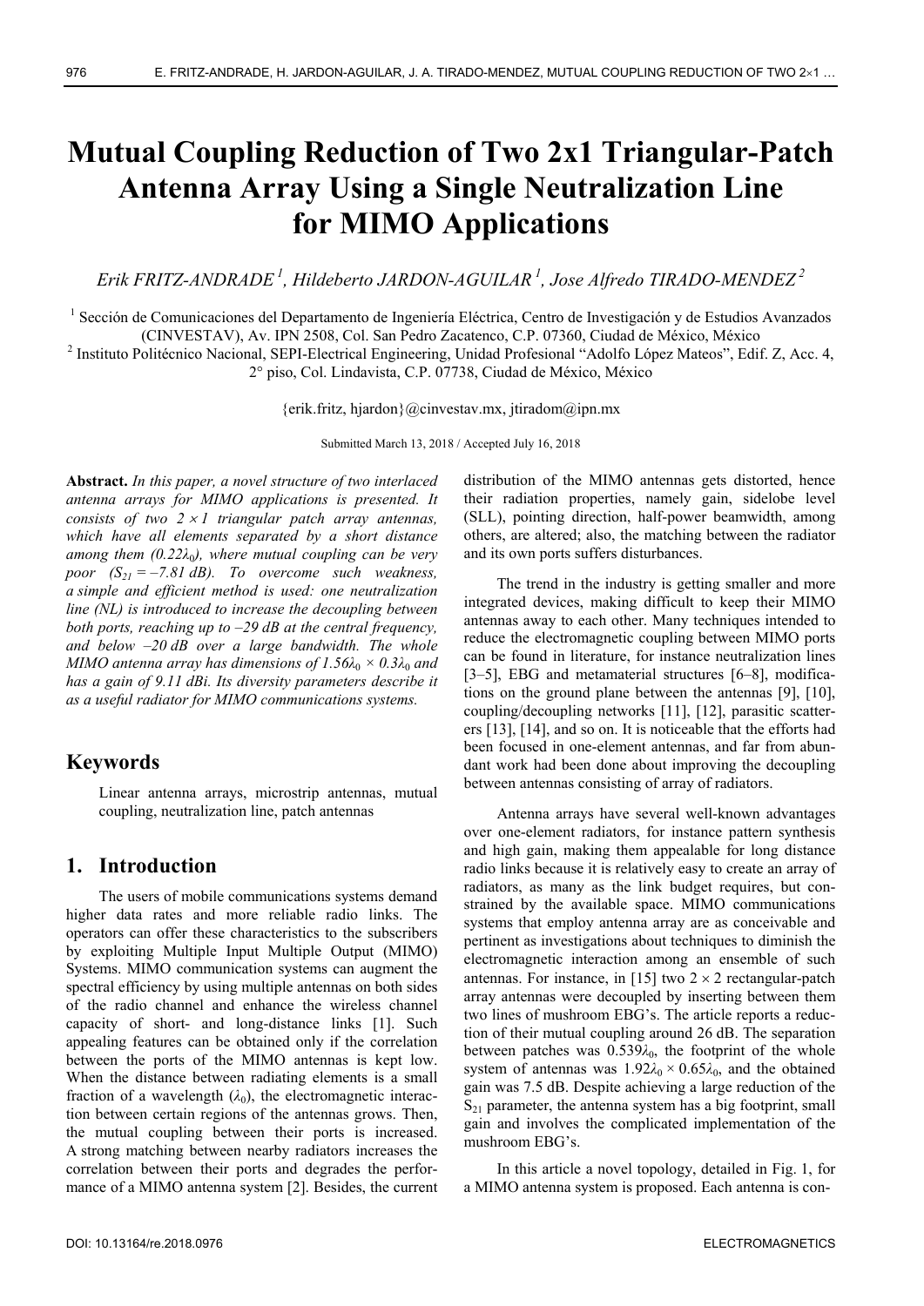# Mutual Coupling Reduction of Two 2x1 Triangular-Patch Antenna Array Using a Single Neutralization Line for MIMO Applications

*Erik FRITZ-ANDRADE [1], Hildeberto JARDON-AGUILAR [1], Jose Alfredo TIRADO-MENDEZ [2]*

[1] Sección de Comunicaciones del Departamento de Ingeniería Eléctrica, Centro de Investigación y de Estudios Avanzados (CINVESTAV), Av. IPN 2508, Col. San Pedro Zacatenco, C.P. 07360, Ciudad de México, México

[2] Instituto Politécnico Nacional, SEPI-Electrical Engineering, Unidad Profesional "Adolfo López Mateos", Edif. Z, Acc. 4, 2° piso, Col. Lindavista, C.P. 07738, Ciudad de México, México

{erik.fritz, hjardon}@cinvestav.mx, jtiradom@ipn.mx

Submitted March 13, 2018 / Accepted July 16, 2018

**Abstract.** *In this paper, a novel structure of two interlaced antenna arrays for MIMO applications is presented. It consists of two $2 \times 1$ triangular patch array antennas, which have all elements separated by a short distance among them ($0.22\lambda_0$), where mutual coupling can be very poor ($S_{21} = -7.81$ dB). To overcome such weakness, a simple and efficient method is used: one neutralization line (NL) is introduced to increase the decoupling between both ports, reaching up to –29 dB at the central frequency, and below –20 dB over a large bandwidth. The whole MIMO antenna array has dimensions of $1.56\lambda_0 \times 0.3\lambda_0$ and has a gain of 9.11 dBi. Its diversity parameters describe it as a useful radiator for MIMO communications systems.*

## Keywords

Linear antenna arrays, microstrip antennas, mutual coupling, neutralization line, patch antennas

## 1. Introduction

The users of mobile communications systems demand higher data rates and more reliable radio links. The operators can offer these characteristics to the subscribers by exploiting Multiple Input Multiple Output (MIMO) Systems. MIMO communication systems can augment the spectral efficiency by using multiple antennas on both sides of the radio channel and enhance the wireless channel capacity of short- and long-distance links [1]. Such appealing features can be obtained only if the correlation between the ports of the MIMO antennas is kept low. When the distance between radiating elements is a small fraction of a wavelength ($\lambda_0$), the electromagnetic interaction between certain regions of the antennas grows. Then, the mutual coupling between their ports is increased. A strong matching between nearby radiators increases the correlation between their ports and degrades the performance of a MIMO antenna system [2]. Besides, the current distribution of the MIMO antennas gets distorted, hence their radiation properties, namely gain, sidelobe level (SLL), pointing direction, half-power beamwidth, among others, are altered; also, the matching between the radiator and its own ports suffers disturbances.

The trend in the industry is getting smaller and more integrated devices, making difficult to keep their MIMO antennas away to each other. Many techniques intended to reduce the electromagnetic coupling between MIMO ports can be found in literature, for instance neutralization lines [3–5], EBG and metamaterial structures [6–8], modifications on the ground plane between the antennas [9], [10], coupling/decoupling networks [11], [12], parasitic scatterers [13], [14], and so on. It is noticeable that the efforts had been focused in one-element antennas, and far from abundant work had been done about improving the decoupling between antennas consisting of array of radiators.

Antenna arrays have several well-known advantages over one-element radiators, for instance pattern synthesis and high gain, making them appealable for long distance radio links because it is relatively easy to create an array of radiators, as many as the link budget requires, but constrained by the available space. MIMO communications systems that employ antenna array are as conceivable and pertinent as investigations about techniques to diminish the electromagnetic interaction among an ensemble of such antennas. For instance, in [15] two $2 \times 2$ rectangular-patch array antennas were decoupled by inserting between them two lines of mushroom EBG's. The article reports a reduction of their mutual coupling around 26 dB. The separation between patches was $0.539\lambda_0$, the footprint of the whole system of antennas was $1.92\lambda_0 \times 0.65\lambda_0$, and the obtained gain was 7.5 dB. Despite achieving a large reduction of the $S_{21}$ parameter, the antenna system has a big footprint, small gain and involves the complicated implementation of the mushroom EBG's.

In this article a novel topology, detailed in Fig. 1, for a MIMO antenna system is proposed. Each antenna is con-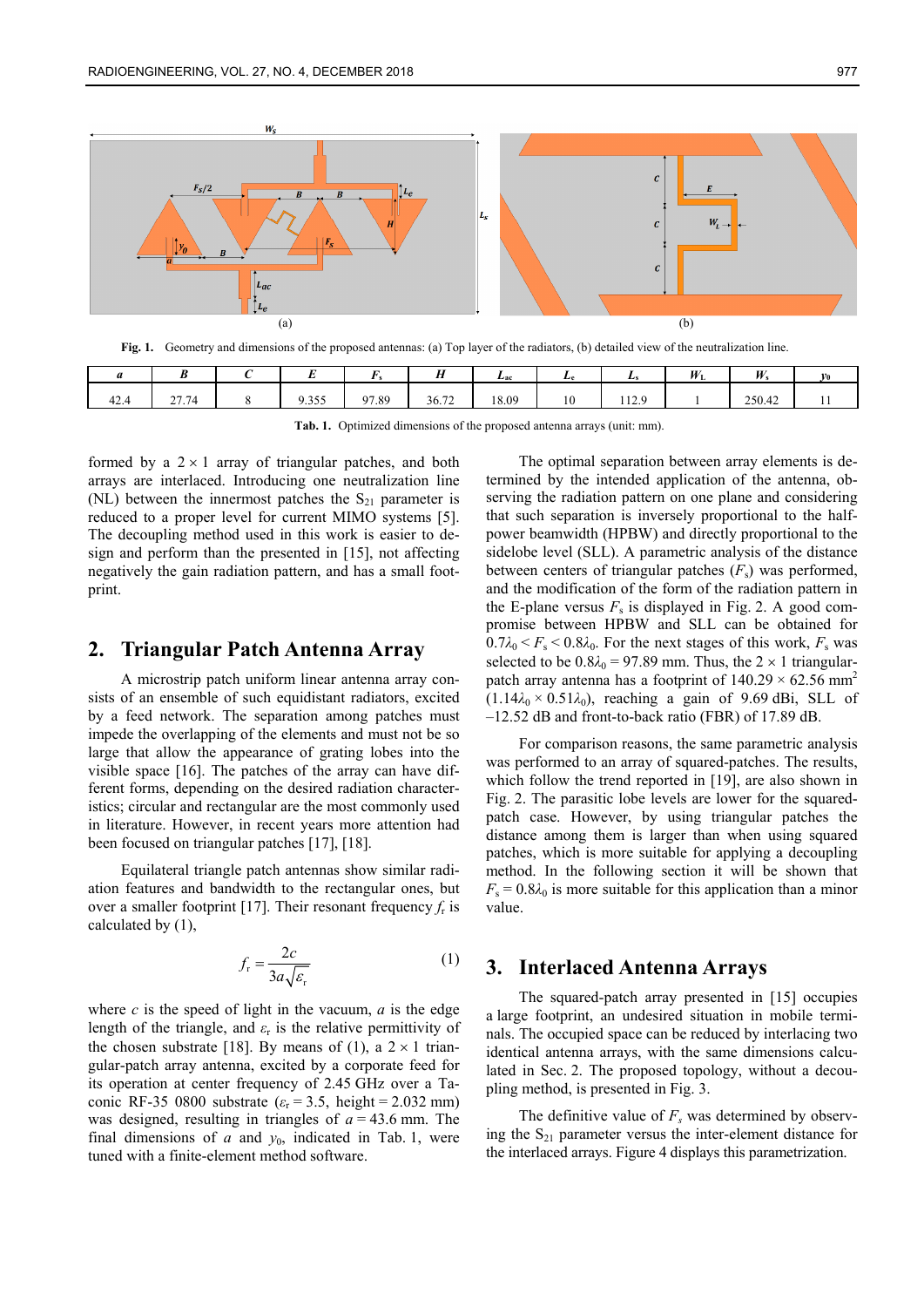Fig. 1. Geometry and dimensions of the proposed antennas: (a) Top layer of the radiators, (b) detailed view of the neutralization line.

| $a$ | $B$ | $C$ | $E$ | $F_s$ | $H$ | $L_{ac}$ | $L_e$ | $L_s$ | $W_L$ | $W_s$ | $y_0$ |
|---|---|---|---|---|---|---|---|---|---|---|---|
| 42.4 | 27.74 | 8 | 9.355 | 97.89 | 36.72 | 18.09 | 10 | 112.9 | 1 | 250.42 | 11 |

Tab. 1. Optimized dimensions of the proposed antenna arrays (unit: mm).

formed by a $2 \times 1$ array of triangular patches, and both arrays are interlaced. Introducing one neutralization line (NL) between the innermost patches the $S_{21}$ parameter is reduced to a proper level for current MIMO systems [5]. The decoupling method used in this work is easier to design and perform than the presented in [15], not affecting negatively the gain radiation pattern, and has a small footprint.

## 2. Triangular Patch Antenna Array

A microstrip patch uniform linear antenna array consists of an ensemble of such equidistant radiators, excited by a feed network. The separation among patches must impede the overlapping of the elements and must not be so large that allow the appearance of grating lobes into the visible space [16]. The patches of the array can have different forms, depending on the desired radiation characteristics; circular and rectangular are the most commonly used in literature. However, in recent years more attention had been focused on triangular patches [17], [18].

Equilateral triangle patch antennas show similar radiation features and bandwidth to the rectangular ones, but over a smaller footprint [17]. Their resonant frequency $f_r$ is calculated by (1),

$$f_r = \frac{2c}{3a\sqrt{\varepsilon_r}} \qquad (1)$$

where $c$ is the speed of light in the vacuum, $a$ is the edge length of the triangle, and $\varepsilon_r$ is the relative permittivity of the chosen substrate [18]. By means of (1), a $2 \times 1$ triangular-patch array antenna, excited by a corporate feed for its operation at center frequency of 2.45 GHz over a Taconic RF-35 0800 substrate ($\varepsilon_r = 3.5$, height = 2.032 mm) was designed, resulting in triangles of $a = 43.6$ mm. The final dimensions of $a$ and $y_0$, indicated in Tab. 1, were tuned with a finite-element method software.

The optimal separation between array elements is determined by the intended application of the antenna, observing the radiation pattern on one plane and considering that such separation is inversely proportional to the half-power beamwidth (HPBW) and directly proportional to the sidelobe level (SLL). A parametric analysis of the distance between centers of triangular patches ($F_s$) was performed, and the modification of the form of the radiation pattern in the E-plane versus $F_s$ is displayed in Fig. 2. A good compromise between HPBW and SLL can be obtained for $0.7\lambda_0 < F_s < 0.8\lambda_0$. For the next stages of this work, $F_s$ was selected to be $0.8\lambda_0 = 97.89$ mm. Thus, the $2 \times 1$ triangular-patch array antenna has a footprint of $140.29 \times 62.56$ mm$^2$ ($1.14\lambda_0 \times 0.51\lambda_0$), reaching a gain of 9.69 dBi, SLL of –12.52 dB and front-to-back ratio (FBR) of 17.89 dB.

For comparison reasons, the same parametric analysis was performed to an array of squared-patches. The results, which follow the trend reported in [19], are also shown in Fig. 2. The parasitic lobe levels are lower for the squared-patch case. However, by using triangular patches the distance among them is larger than when using squared patches, which is more suitable for applying a decoupling method. In the following section it will be shown that $F_s = 0.8\lambda_0$ is more suitable for this application than a minor value.

## 3. Interlaced Antenna Arrays

The squared-patch array presented in [15] occupies a large footprint, an undesired situation in mobile terminals. The occupied space can be reduced by interlacing two identical antenna arrays, with the same dimensions calculated in Sec. 2. The proposed topology, without a decoupling method, is presented in Fig. 3.

The definitive value of $F_s$ was determined by observing the $S_{21}$ parameter versus the inter-element distance for the interlaced arrays. Figure 4 displays this parametrization.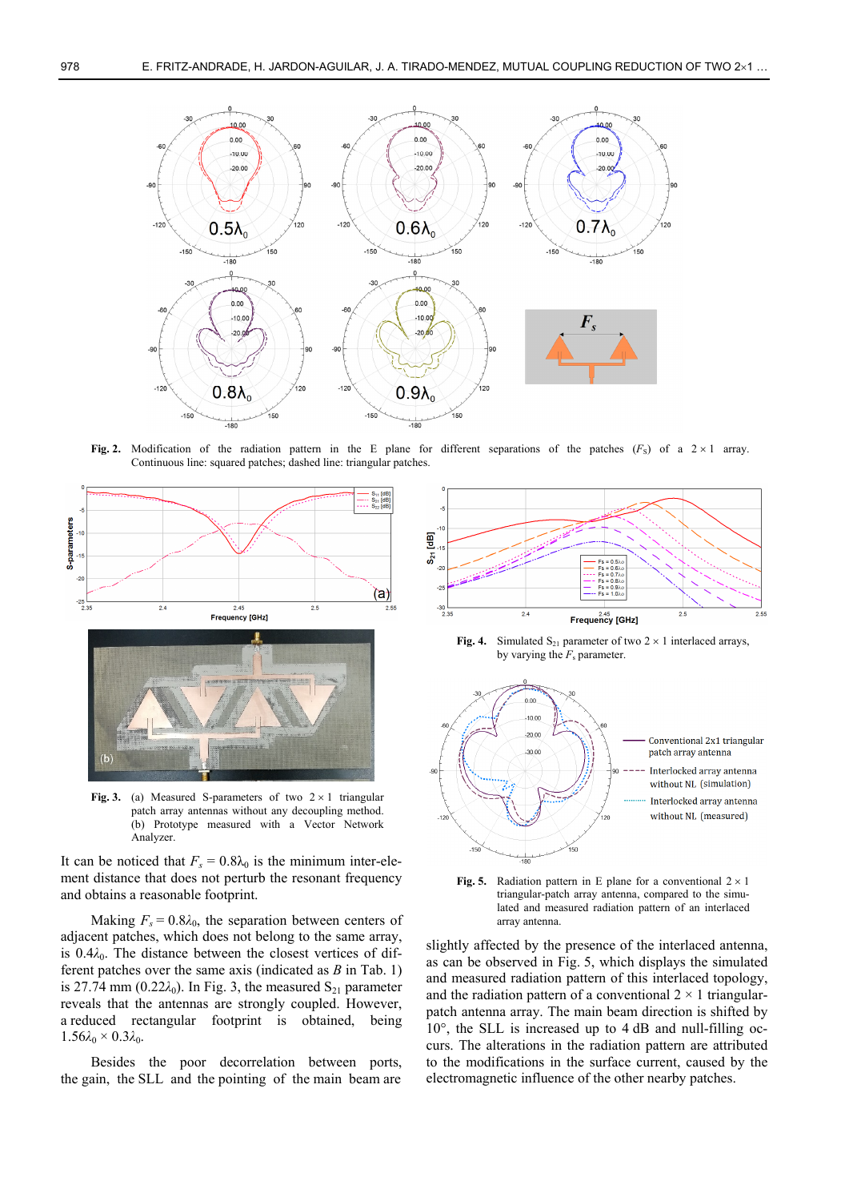**Fig. 2.** Modification of the radiation pattern in the E plane for different separations of the patches ($F_S$) of a 2 × 1 array. Continuous line: squared patches; dashed line: triangular patches.

**Fig. 3.** (a) Measured S-parameters of two 2 × 1 triangular patch array antennas without any decoupling method. (b) Prototype measured with a Vector Network Analyzer.

It can be noticed that $F_s = 0.8\lambda_0$ is the minimum inter-element distance that does not perturb the resonant frequency and obtains a reasonable footprint.

Making $F_s = 0.8\lambda_0$, the separation between centers of adjacent patches, which does not belong to the same array, is $0.4\lambda_0$. The distance between the closest vertices of different patches over the same axis (indicated as $B$ in Tab. 1) is 27.74 mm ($0.22\lambda_0$). In Fig. 3, the measured $S_{21}$ parameter reveals that the antennas are strongly coupled. However, a reduced rectangular footprint is obtained, being $1.56\lambda_0 \times 0.3\lambda_0$.

Besides the poor decorrelation between ports, the gain, the SLL and the pointing of the main beam are slightly affected by the presence of the interlaced antenna, as can be observed in Fig. 5, which displays the simulated and measured radiation pattern of this interlaced topology, and the radiation pattern of a conventional 2 × 1 triangular-patch antenna array. The main beam direction is shifted by 10°, the SLL is increased up to 4 dB and null-filling occurs. The alterations in the radiation pattern are attributed to the modifications in the surface current, caused by the electromagnetic influence of the other nearby patches.

**Fig. 4.** Simulated $S_{21}$ parameter of two 2 × 1 interlaced arrays, by varying the $F_s$ parameter.

**Fig. 5.** Radiation pattern in E plane for a conventional 2 × 1 triangular-patch array antenna, compared to the simulated and measured radiation pattern of an interlaced array antenna.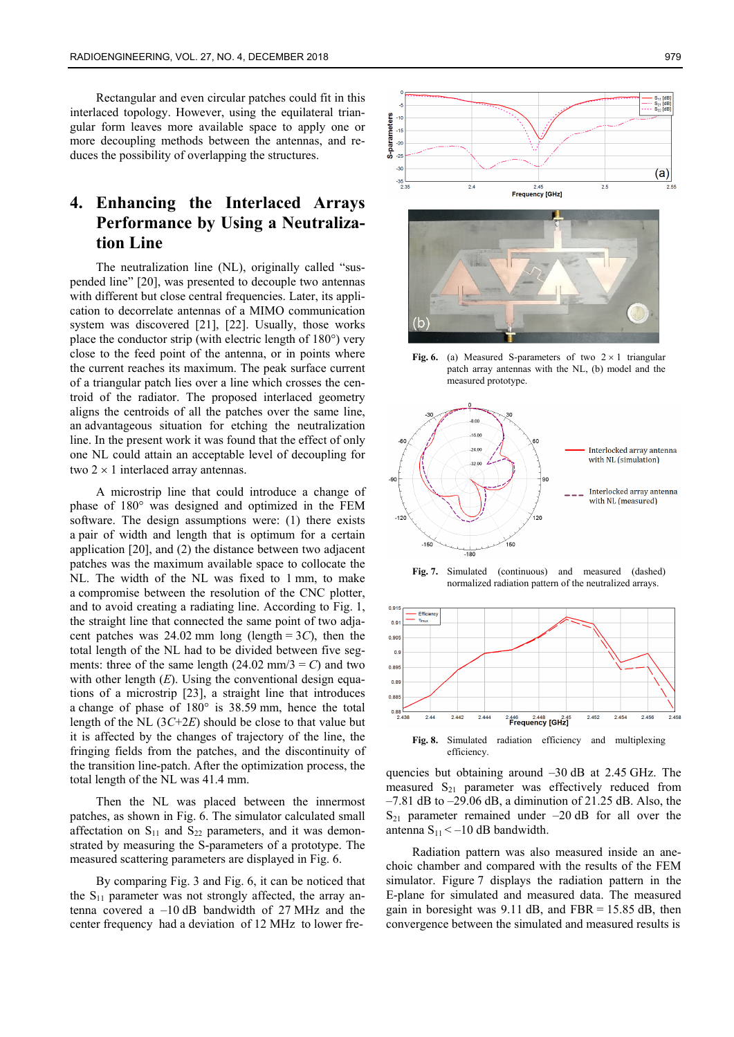Rectangular and even circular patches could fit in this interlaced topology. However, using the equilateral triangular form leaves more available space to apply one or more decoupling methods between the antennas, and reduces the possibility of overlapping the structures.

## 4. Enhancing the Interlaced Arrays Performance by Using a Neutralization Line

The neutralization line (NL), originally called "suspended line" [20], was presented to decouple two antennas with different but close central frequencies. Later, its application to decorrelate antennas of a MIMO communication system was discovered [21], [22]. Usually, those works place the conductor strip (with electric length of 180°) very close to the feed point of the antenna, or in points where the current reaches its maximum. The peak surface current of a triangular patch lies over a line which crosses the centroid of the radiator. The proposed interlaced geometry aligns the centroids of all the patches over the same line, an advantageous situation for etching the neutralization line. In the present work it was found that the effect of only one NL could attain an acceptable level of decoupling for two 2 × 1 interlaced array antennas.

A microstrip line that could introduce a change of phase of 180° was designed and optimized in the FEM software. The design assumptions were: (1) there exists a pair of width and length that is optimum for a certain application [20], and (2) the distance between two adjacent patches was the maximum available space to collocate the NL. The width of the NL was fixed to 1 mm, to make a compromise between the resolution of the CNC plotter, and to avoid creating a radiating line. According to Fig. 1, the straight line that connected the same point of two adjacent patches was 24.02 mm long (length = $3C$), then the total length of the NL had to be divided between five segments: three of the same length (24.02 mm/3 = $C$) and two with other length ($E$). Using the conventional design equations of a microstrip [23], a straight line that introduces a change of phase of 180° is 38.59 mm, hence the total length of the NL ($3C+2E$) should be close to that value but it is affected by the changes of trajectory of the line, the fringing fields from the patches, and the discontinuity of the transition line-patch. After the optimization process, the total length of the NL was 41.4 mm.

Then the NL was placed between the innermost patches, as shown in Fig. 6. The simulator calculated small affectation on $S_{11}$ and $S_{22}$ parameters, and it was demonstrated by measuring the S-parameters of a prototype. The measured scattering parameters are displayed in Fig. 6.

By comparing Fig. 3 and Fig. 6, it can be noticed that the $S_{11}$ parameter was not strongly affected, the array antenna covered a –10 dB bandwidth of 27 MHz and the center frequency had a deviation of 12 MHz to lower frequencies but obtaining around –30 dB at 2.45 GHz. The measured $S_{21}$ parameter was effectively reduced from –7.81 dB to –29.06 dB, a diminution of 21.25 dB. Also, the $S_{21}$ parameter remained under –20 dB for all over the antenna $S_{11}$ < –10 dB bandwidth.

**Fig. 6.** (a) Measured S-parameters of two 2 × 1 triangular patch array antennas with the NL, (b) model and the measured prototype.

**Fig. 7.** Simulated (continuous) and measured (dashed) normalized radiation pattern of the neutralized arrays.

**Fig. 8.** Simulated radiation efficiency and multiplexing efficiency.

Radiation pattern was also measured inside an anechoic chamber and compared with the results of the FEM simulator. Figure 7 displays the radiation pattern in the E-plane for simulated and measured data. The measured gain in boresight was 9.11 dB, and FBR = 15.85 dB, then convergence between the simulated and measured results is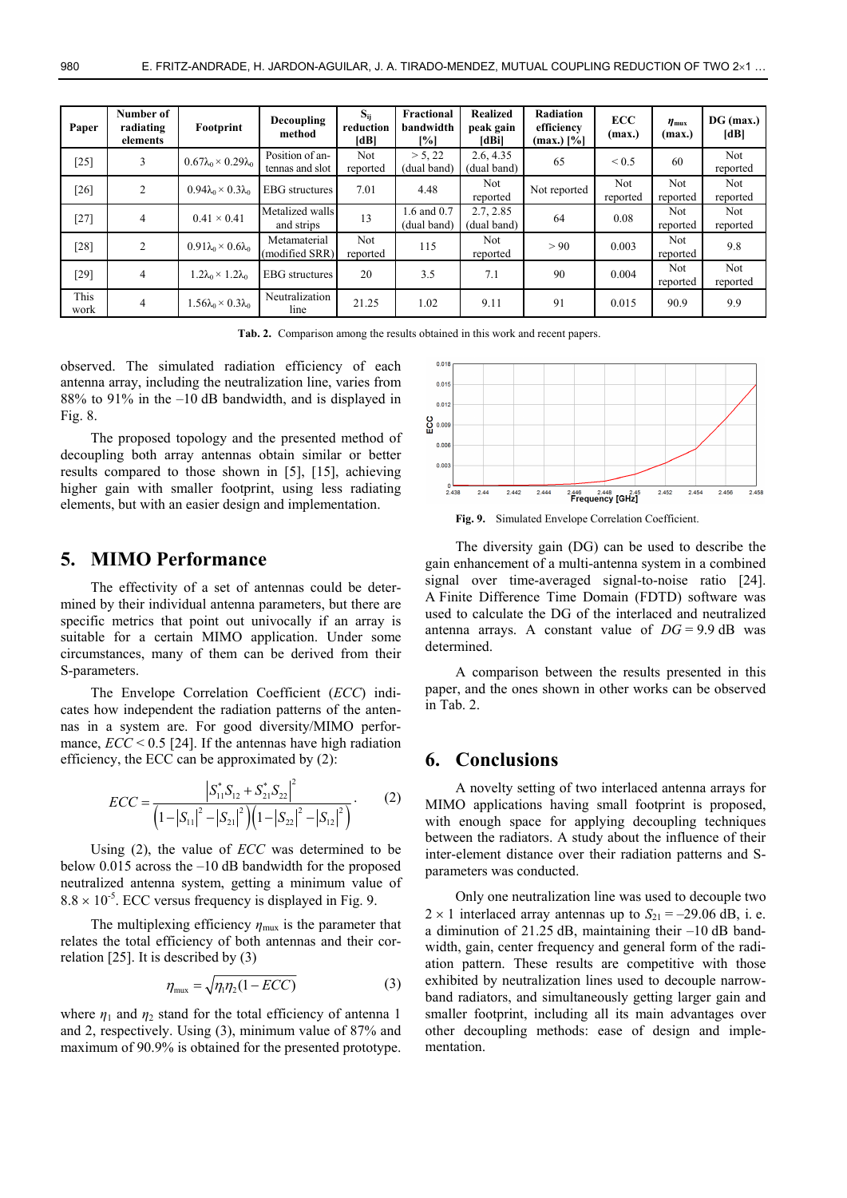| Paper | Number of radiating elements | Footprint | Decoupling method | $S_{ij}$ reduction [dB] | Fractional bandwidth [%] | Realized peak gain [dBi] | Radiation efficiency (max.) [%] | ECC (max.) | $\eta_{mux}$ (max.) | DG (max.) [dB] |
|---|---|---|---|---|---|---|---|---|---|---|
| [25] | 3 | $0.67\lambda_0 \times 0.29\lambda_0$ | Position of antennas and slot | Not reported | > 5, 22 (dual band) | 2.6, 4.35 (dual band) | 65 | < 0.5 | 60 | Not reported |
| [26] | 2 | $0.94\lambda_0 \times 0.3\lambda_0$ | EBG structures | 7.01 | 4.48 | Not reported | Not reported | Not reported | Not reported | Not reported |
| [27] | 4 | 0.41 × 0.41 | Metalized walls and strips | 13 | 1.6 and 0.7 (dual band) | 2.7, 2.85 (dual band) | 64 | 0.08 | Not reported | Not reported |
| [28] | 2 | $0.91\lambda_0 \times 0.6\lambda_0$ | Metamaterial (modified SRR) | Not reported | 115 | Not reported | > 90 | 0.003 | Not reported | 9.8 |
| [29] | 4 | $1.2\lambda_0 \times 1.2\lambda_0$ | EBG structures | 20 | 3.5 | 7.1 | 90 | 0.004 | Not reported | Not reported |
| This work | 4 | $1.56\lambda_0 \times 0.3\lambda_0$ | Neutralization line | 21.25 | 1.02 | 9.11 | 91 | 0.015 | 90.9 | 9.9 |

**Tab. 2.** Comparison among the results obtained in this work and recent papers.

observed. The simulated radiation efficiency of each antenna array, including the neutralization line, varies from 88% to 91% in the –10 dB bandwidth, and is displayed in Fig. 8.

The proposed topology and the presented method of decoupling both array antennas obtain similar or better results compared to those shown in [5], [15], achieving higher gain with smaller footprint, using less radiating elements, but with an easier design and implementation.

## 5. MIMO Performance

The effectivity of a set of antennas could be determined by their individual antenna parameters, but there are specific metrics that point out univocally if an array is suitable for a certain MIMO application. Under some circumstances, many of them can be derived from their S-parameters.

The Envelope Correlation Coefficient (*ECC*) indicates how independent the radiation patterns of the antennas in a system are. For good diversity/MIMO performance, $ECC < 0.5$ [24]. If the antennas have high radiation efficiency, the ECC can be approximated by (2):

$$ECC = \frac{\left|S_{11}^{*}S_{12} + S_{21}^{*}S_{22}\right|^{2}}{\left(1-\left|S_{11}\right|^{2}-\left|S_{21}\right|^{2}\right)\left(1-\left|S_{22}\right|^{2}-\left|S_{12}\right|^{2}\right)}. \quad (2)$$

Using (2), the value of *ECC* was determined to be below 0.015 across the –10 dB bandwidth for the proposed neutralized antenna system, getting a minimum value of $8.8 \times 10^{-5}$. ECC versus frequency is displayed in Fig. 9.

The multiplexing efficiency $\eta_{mux}$ is the parameter that relates the total efficiency of both antennas and their correlation [25]. It is described by (3)

$$\eta_{mux} = \sqrt{\eta_1 \eta_2 (1 - ECC)} \quad (3)$$

where $\eta_1$ and $\eta_2$ stand for the total efficiency of antenna 1 and 2, respectively. Using (3), minimum value of 87% and maximum of 90.9% is obtained for the presented prototype.

**Fig. 9.** Simulated Envelope Correlation Coefficient.

The diversity gain (DG) can be used to describe the gain enhancement of a multi-antenna system in a combined signal over time-averaged signal-to-noise ratio [24]. A Finite Difference Time Domain (FDTD) software was used to calculate the DG of the interlaced and neutralized antenna arrays. A constant value of $DG = 9.9$ dB was determined.

A comparison between the results presented in this paper, and the ones shown in other works can be observed in Tab. 2.

## 6. Conclusions

A novelty setting of two interlaced antenna arrays for MIMO applications having small footprint is proposed, with enough space for applying decoupling techniques between the radiators. A study about the influence of their inter-element distance over their radiation patterns and S-parameters was conducted.

Only one neutralization line was used to decouple two 2 × 1 interlaced array antennas up to $S_{21} = -29.06$ dB, i. e. a diminution of 21.25 dB, maintaining their –10 dB bandwidth, gain, center frequency and general form of the radiation pattern. These results are competitive with those exhibited by neutralization lines used to decouple narrowband radiators, and simultaneously getting larger gain and smaller footprint, including all its main advantages over other decoupling methods: ease of design and implementation.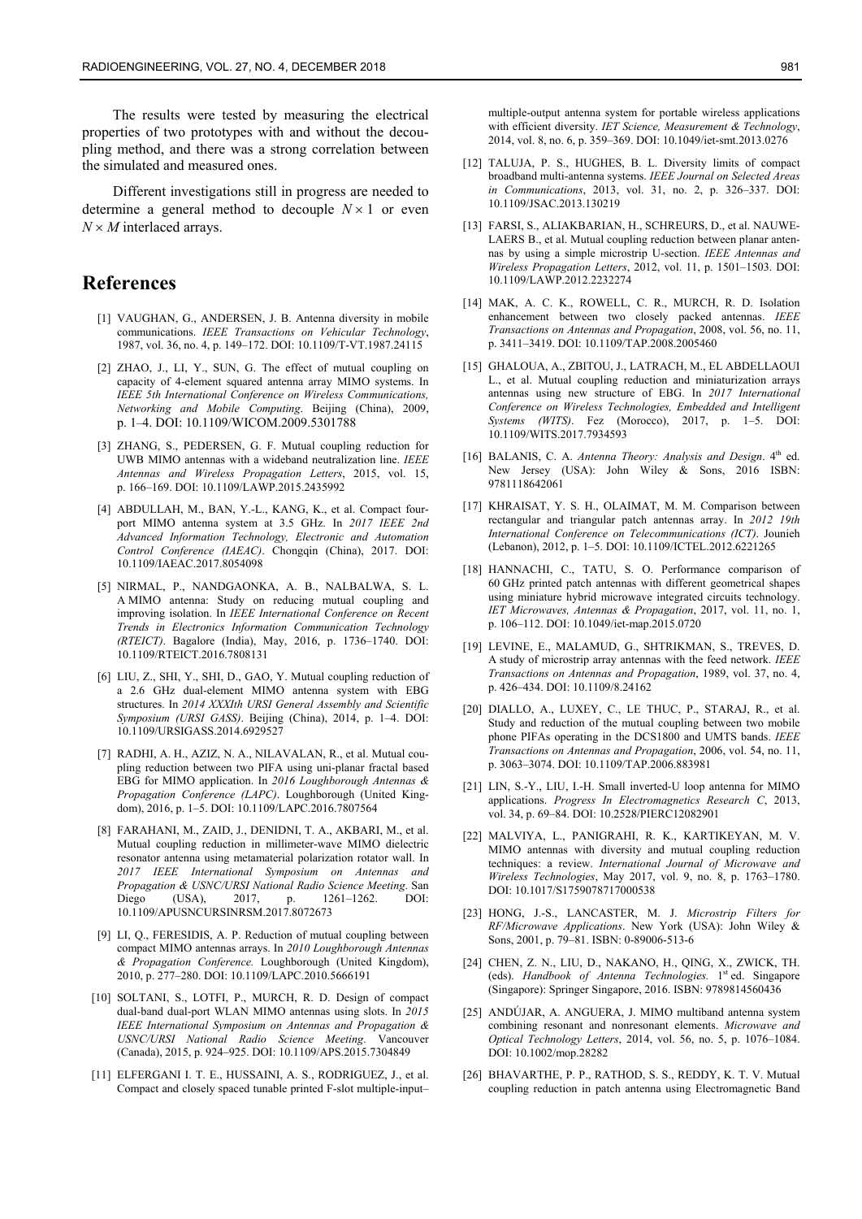The results were tested by measuring the electrical properties of two prototypes with and without the decoupling method, and there was a strong correlation between the simulated and measured ones.

Different investigations still in progress are needed to determine a general method to decouple $N \times 1$ or even $N \times M$ interlaced arrays.

# References

[1] VAUGHAN, G., ANDERSEN, J. B. Antenna diversity in mobile communications. *IEEE Transactions on Vehicular Technology*, 1987, vol. 36, no. 4, p. 149–172. DOI: 10.1109/T-VT.1987.24115

[2] ZHAO, J., LI, Y., SUN, G. The effect of mutual coupling on capacity of 4-element squared antenna array MIMO systems. In *IEEE 5th International Conference on Wireless Communications, Networking and Mobile Computing*. Beijing (China), 2009, p. 1–4. DOI: 10.1109/WICOM.2009.5301788

[3] ZHANG, S., PEDERSEN, G. F. Mutual coupling reduction for UWB MIMO antennas with a wideband neutralization line. *IEEE Antennas and Wireless Propagation Letters*, 2015, vol. 15, p. 166–169. DOI: 10.1109/LAWP.2015.2435992

[4] ABDULLAH, M., BAN, Y.-L., KANG, K., et al. Compact four-port MIMO antenna system at 3.5 GHz. In *2017 IEEE 2nd Advanced Information Technology, Electronic and Automation Control Conference (IAEAC)*. Chongqin (China), 2017. DOI: 10.1109/IAEAC.2017.8054098

[5] NIRMAL, P., NANDGAONKA, A. B., NALBALWA, S. L. A MIMO antenna: Study on reducing mutual coupling and improving isolation. In *IEEE International Conference on Recent Trends in Electronics Information Communication Technology (RTEICT)*. Bagalore (India), May, 2016, p. 1736–1740. DOI: 10.1109/RTEICT.2016.7808131

[6] LIU, Z., SHI, Y., SHI, D., GAO, Y. Mutual coupling reduction of a 2.6 GHz dual-element MIMO antenna system with EBG structures. In *2014 XXXIth URSI General Assembly and Scientific Symposium (URSI GASS)*. Beijing (China), 2014, p. 1–4. DOI: 10.1109/URSIGASS.2014.6929527

[7] RADHI, A. H., AZIZ, N. A., NILAVALAN, R., et al. Mutual coupling reduction between two PIFA using uni-planar fractal based EBG for MIMO application. In *2016 Loughborough Antennas & Propagation Conference (LAPC)*. Loughborough (United Kingdom), 2016, p. 1–5. DOI: 10.1109/LAPC.2016.7807564

[8] FARAHANI, M., ZAID, J., DENIDNI, T. A., AKBARI, M., et al. Mutual coupling reduction in millimeter-wave MIMO dielectric resonator antenna using metamaterial polarization rotator wall. In *2017 IEEE International Symposium on Antennas and Propagation & USNC/URSI National Radio Science Meeting*. San Diego (USA), 2017, p. 1261–1262. DOI: 10.1109/APUSNCURSINRSM.2017.8072673

[9] LI, Q., FERESIDIS, A. P. Reduction of mutual coupling between compact MIMO antennas arrays. In *2010 Loughborough Antennas & Propagation Conference.* Loughborough (United Kingdom), 2010, p. 277–280. DOI: 10.1109/LAPC.2010.5666191

[10] SOLTANI, S., LOTFI, P., MURCH, R. D. Design of compact dual-band dual-port WLAN MIMO antennas using slots. In *2015 IEEE International Symposium on Antennas and Propagation & USNC/URSI National Radio Science Meeting*. Vancouver (Canada), 2015, p. 924–925. DOI: 10.1109/APS.2015.7304849

[11] ELFERGANI I. T. E., HUSSAINI, A. S., RODRIGUEZ, J., et al. Compact and closely spaced tunable printed F-slot multiple-input–multiple-output antenna system for portable wireless applications with efficient diversity. *IET Science, Measurement & Technology*, 2014, vol. 8, no. 6, p. 359–369. DOI: 10.1049/iet-smt.2013.0276

[12] TALUJA, P. S., HUGHES, B. L. Diversity limits of compact broadband multi-antenna systems. *IEEE Journal on Selected Areas in Communications*, 2013, vol. 31, no. 2, p. 326–337. DOI: 10.1109/JSAC.2013.130219

[13] FARSI, S., ALIAKBARIAN, H., SCHREURS, D., et al. NAUWELAERS B., et al. Mutual coupling reduction between planar antennas by using a simple microstrip U-section. *IEEE Antennas and Wireless Propagation Letters*, 2012, vol. 11, p. 1501–1503. DOI: 10.1109/LAWP.2012.2232274

[14] MAK, A. C. K., ROWELL, C. R., MURCH, R. D. Isolation enhancement between two closely packed antennas. *IEEE Transactions on Antennas and Propagation*, 2008, vol. 56, no. 11, p. 3411–3419. DOI: 10.1109/TAP.2008.2005460

[15] GHALOUA, A., ZBITOU, J., LATRACH, M., EL ABDELLAOUI L., et al. Mutual coupling reduction and miniaturization arrays antennas using new structure of EBG. In *2017 International Conference on Wireless Technologies, Embedded and Intelligent Systems (WITS)*. Fez (Morocco), 2017, p. 1–5. DOI: 10.1109/WITS.2017.7934593

[16] BALANIS, C. A. *Antenna Theory: Analysis and Design*. 4th ed. New Jersey (USA): John Wiley & Sons, 2016 ISBN: 9781118642061

[17] KHRAISAT, Y. S. H., OLAIMAT, M. M. Comparison between rectangular and triangular patch antennas array. In *2012 19th International Conference on Telecommunications (ICT)*. Jounieh (Lebanon), 2012, p. 1–5. DOI: 10.1109/ICTEL.2012.6221265

[18] HANNACHI, C., TATU, S. O. Performance comparison of 60 GHz printed patch antennas with different geometrical shapes using miniature hybrid microwave integrated circuits technology. *IET Microwaves, Antennas & Propagation*, 2017, vol. 11, no. 1, p. 106–112. DOI: 10.1049/iet-map.2015.0720

[19] LEVINE, E., MALAMUD, G., SHTRIKMAN, S., TREVES, D. A study of microstrip array antennas with the feed network. *IEEE Transactions on Antennas and Propagation*, 1989, vol. 37, no. 4, p. 426–434. DOI: 10.1109/8.24162

[20] DIALLO, A., LUXEY, C., LE THUC, P., STARAJ, R., et al. Study and reduction of the mutual coupling between two mobile phone PIFAs operating in the DCS1800 and UMTS bands. *IEEE Transactions on Antennas and Propagation*, 2006, vol. 54, no. 11, p. 3063–3074. DOI: 10.1109/TAP.2006.883981

[21] LIN, S.-Y., LIU, I.-H. Small inverted-U loop antenna for MIMO applications. *Progress In Electromagnetics Research C*, 2013, vol. 34, p. 69–84. DOI: 10.2528/PIERC12082901

[22] MALVIYA, L., PANIGRAHI, R. K., KARTIKEYAN, M. V. MIMO antennas with diversity and mutual coupling reduction techniques: a review. *International Journal of Microwave and Wireless Technologies*, May 2017, vol. 9, no. 8, p. 1763–1780. DOI: 10.1017/S1759078717000538

[23] HONG, J.-S., LANCASTER, M. J. *Microstrip Filters for RF/Microwave Applications*. New York (USA): John Wiley & Sons, 2001, p. 79–81. ISBN: 0-89006-513-6

[24] CHEN, Z. N., LIU, D., NAKANO, H., QING, X., ZWICK, TH. (eds). *Handbook of Antenna Technologies.* 1st ed. Singapore (Singapore): Springer Singapore, 2016. ISBN: 9789814560436

[25] ANDÚJAR, A. ANGUERA, J. MIMO multiband antenna system combining resonant and nonresonant elements. *Microwave and Optical Technology Letters*, 2014, vol. 56, no. 5, p. 1076–1084. DOI: 10.1002/mop.28282

[26] BHAVARTHE, P. P., RATHOD, S. S., REDDY, K. T. V. Mutual coupling reduction in patch antenna using Electromagnetic Band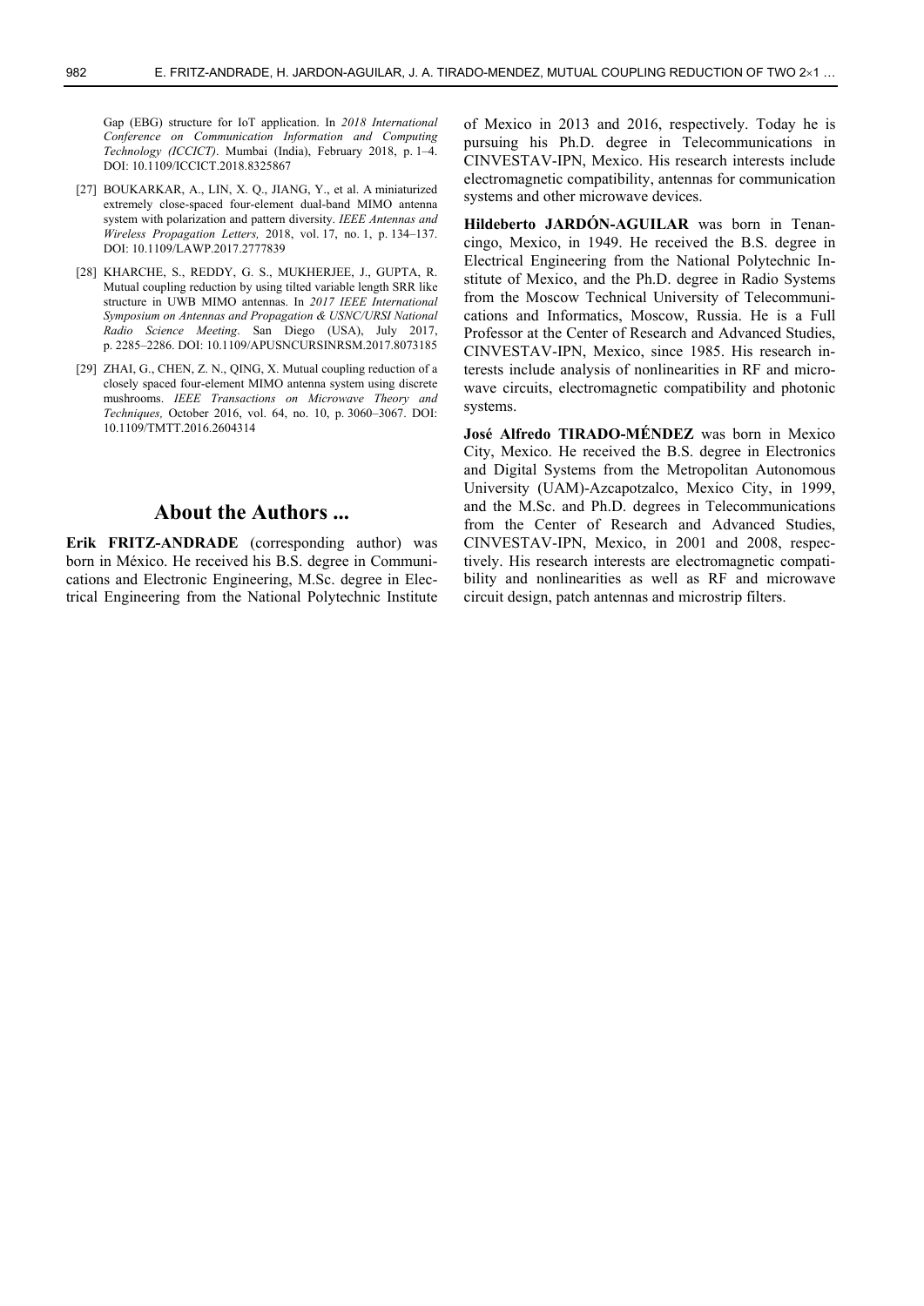Gap (EBG) structure for IoT application. In *2018 International Conference on Communication Information and Computing Technology (ICCICT)*. Mumbai (India), February 2018, p. 1–4. DOI: 10.1109/ICCICT.2018.8325867

[27] BOUKARKAR, A., LIN, X. Q., JIANG, Y., et al. A miniaturized extremely close-spaced four-element dual-band MIMO antenna system with polarization and pattern diversity. *IEEE Antennas and Wireless Propagation Letters,* 2018, vol. 17, no. 1, p. 134–137. DOI: 10.1109/LAWP.2017.2777839

[28] KHARCHE, S., REDDY, G. S., MUKHERJEE, J., GUPTA, R. Mutual coupling reduction by using tilted variable length SRR like structure in UWB MIMO antennas. In *2017 IEEE International Symposium on Antennas and Propagation & USNC/URSI National Radio Science Meeting*. San Diego (USA), July 2017, p. 2285–2286. DOI: 10.1109/APUSNCURSINRSM.2017.8073185

[29] ZHAI, G., CHEN, Z. N., QING, X. Mutual coupling reduction of a closely spaced four-element MIMO antenna system using discrete mushrooms. *IEEE Transactions on Microwave Theory and Techniques,* October 2016, vol. 64, no. 10, p. 3060–3067. DOI: 10.1109/TMTT.2016.2604314

## About the Authors ...

**Erik FRITZ-ANDRADE** (corresponding author) was born in México. He received his B.S. degree in Communications and Electronic Engineering, M.Sc. degree in Electrical Engineering from the National Polytechnic Institute of Mexico in 2013 and 2016, respectively. Today he is pursuing his Ph.D. degree in Telecommunications in CINVESTAV-IPN, Mexico. His research interests include electromagnetic compatibility, antennas for communication systems and other microwave devices.

**Hildeberto JARDÓN-AGUILAR** was born in Tenancingo, Mexico, in 1949. He received the B.S. degree in Electrical Engineering from the National Polytechnic Institute of Mexico, and the Ph.D. degree in Radio Systems from the Moscow Technical University of Telecommunications and Informatics, Moscow, Russia. He is a Full Professor at the Center of Research and Advanced Studies, CINVESTAV-IPN, Mexico, since 1985. His research interests include analysis of nonlinearities in RF and microwave circuits, electromagnetic compatibility and photonic systems.

**José Alfredo TIRADO-MÉNDEZ** was born in Mexico City, Mexico. He received the B.S. degree in Electronics and Digital Systems from the Metropolitan Autonomous University (UAM)-Azcapotzalco, Mexico City, in 1999, and the M.Sc. and Ph.D. degrees in Telecommunications from the Center of Research and Advanced Studies, CINVESTAV-IPN, Mexico, in 2001 and 2008, respectively. His research interests are electromagnetic compatibility and nonlinearities as well as RF and microwave circuit design, patch antennas and microstrip filters.